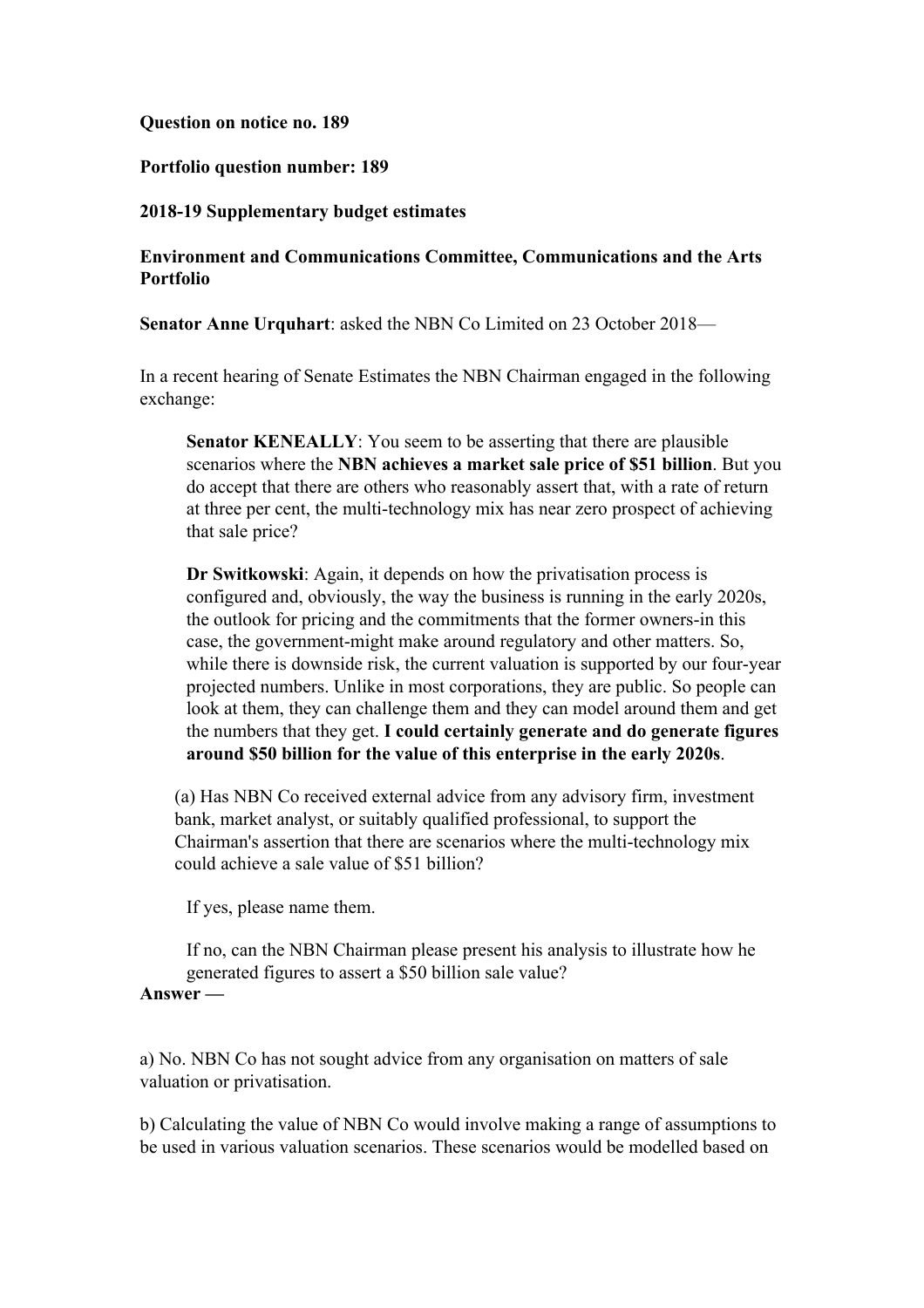**Question on notice no. 189**

**Portfolio question number: 189**

**2018-19 Supplementary budget estimates**

**Environment and Communications Committee, Communications and the Arts Portfolio**

**Senator Anne Urquhart**: asked the NBN Co Limited on 23 October 2018—

In a recent hearing of Senate Estimates the NBN Chairman engaged in the following exchange:

> **Senator KENEALLY**: You seem to be asserting that there are plausible scenarios where the **NBN achieves a market sale price of $51 billion**. But you do accept that there are others who reasonably assert that, with a rate of return at three per cent, the multi-technology mix has near zero prospect of achieving that sale price?
>
> **Dr Switkowski**: Again, it depends on how the privatisation process is configured and, obviously, the way the business is running in the early 2020s, the outlook for pricing and the commitments that the former owners-in this case, the government-might make around regulatory and other matters. So, while there is downside risk, the current valuation is supported by our four-year projected numbers. Unlike in most corporations, they are public. So people can look at them, they can challenge them and they can model around them and get the numbers that they get. **I could certainly generate and do generate figures around $50 billion for the value of this enterprise in the early 2020s**.

(a) Has NBN Co received external advice from any advisory firm, investment bank, market analyst, or suitably qualified professional, to support the Chairman's assertion that there are scenarios where the multi-technology mix could achieve a sale value of $51 billion?

If yes, please name them.

If no, can the NBN Chairman please present his analysis to illustrate how he generated figures to assert a $50 billion sale value?

**Answer —**

a) No. NBN Co has not sought advice from any organisation on matters of sale valuation or privatisation.

b) Calculating the value of NBN Co would involve making a range of assumptions to be used in various valuation scenarios. These scenarios would be modelled based on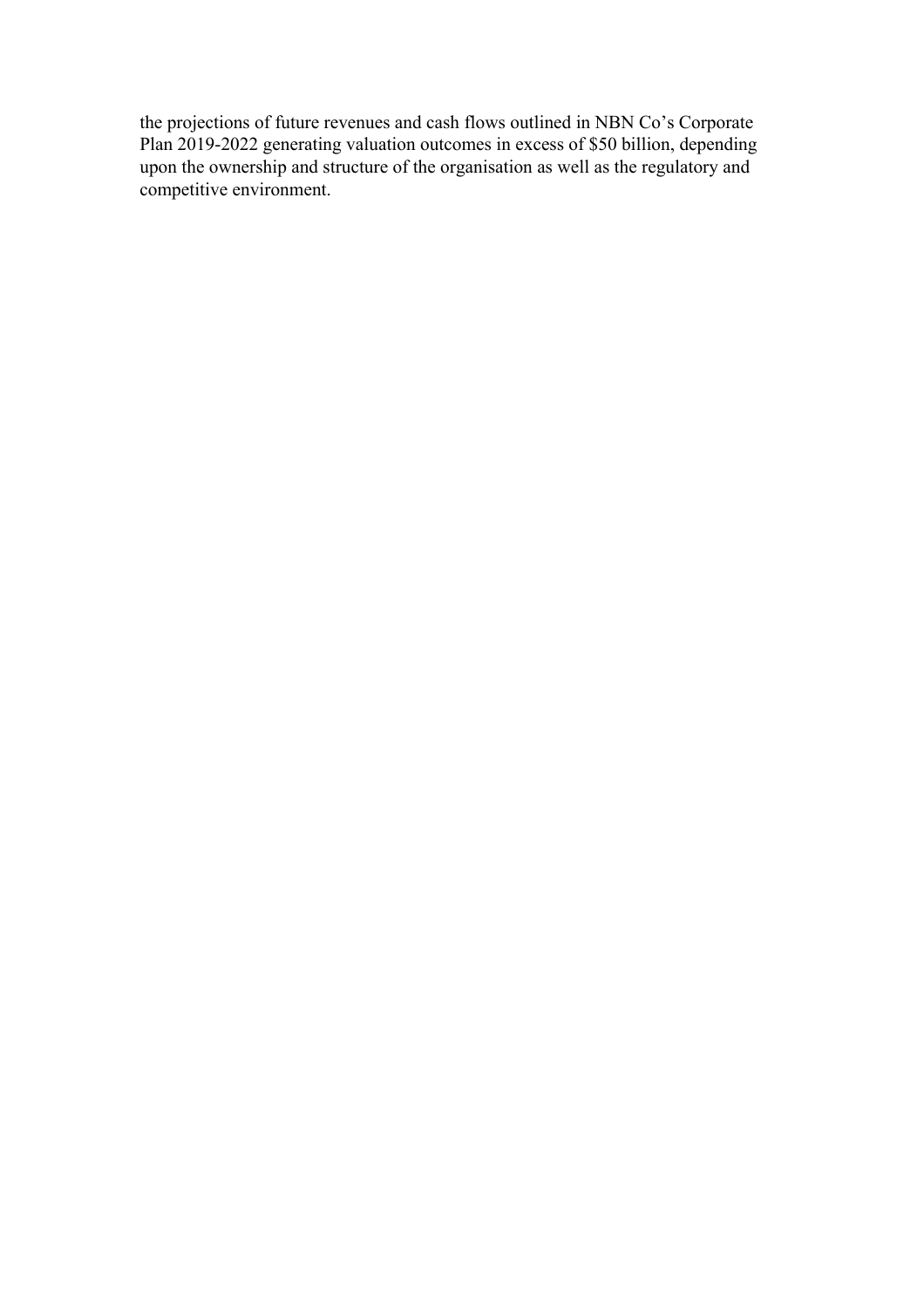the projections of future revenues and cash flows outlined in NBN Co's Corporate Plan 2019-2022 generating valuation outcomes in excess of $50 billion, depending upon the ownership and structure of the organisation as well as the regulatory and competitive environment.